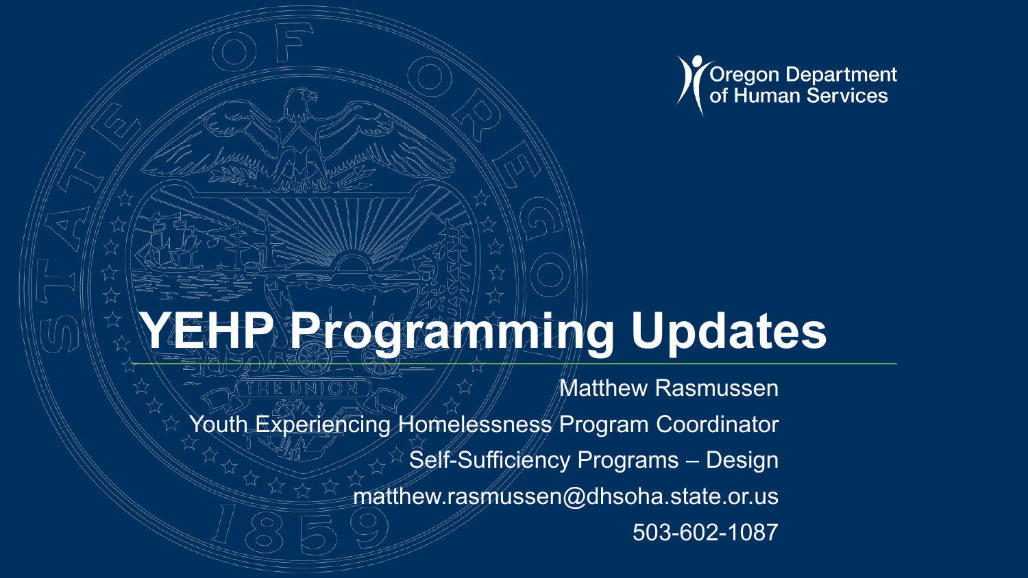Oregon Department of Human Services

# YEHP Programming Updates

Matthew Rasmussen

Youth Experiencing Homelessness Program Coordinator

Self-Sufficiency Programs – Design

matthew.rasmussen@dhsoha.state.or.us

503-602-1087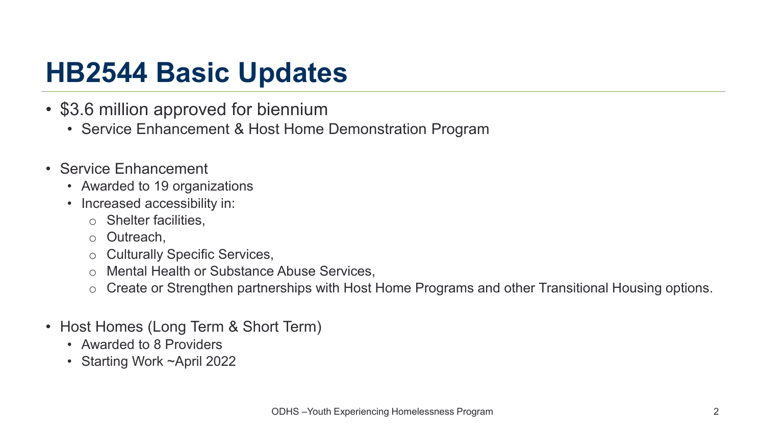# HB2544 Basic Updates

- $3.6 million approved for biennium
  - Service Enhancement & Host Home Demonstration Program

- Service Enhancement
  - Awarded to 19 organizations
  - Increased accessibility in:
    - Shelter facilities,
    - Outreach,
    - Culturally Specific Services,
    - Mental Health or Substance Abuse Services,
    - Create or Strengthen partnerships with Host Home Programs and other Transitional Housing options.

- Host Homes (Long Term & Short Term)
  - Awarded to 8 Providers
  - Starting Work ~April 2022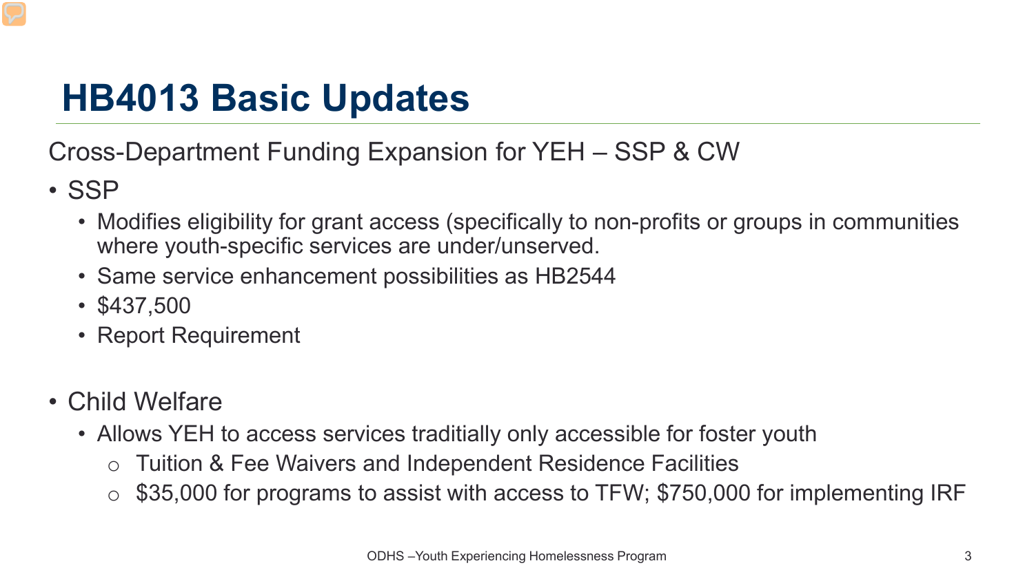# HB4013 Basic Updates

Cross-Department Funding Expansion for YEH – SSP & CW

- SSP
  - Modifies eligibility for grant access (specifically to non-profits or groups in communities where youth-specific services are under/unserved.
  - Same service enhancement possibilities as HB2544
  - $437,500
  - Report Requirement

- Child Welfare
  - Allows YEH to access services traditially only accessible for foster youth
    - Tuition & Fee Waivers and Independent Residence Facilities
    - $35,000 for programs to assist with access to TFW; $750,000 for implementing IRF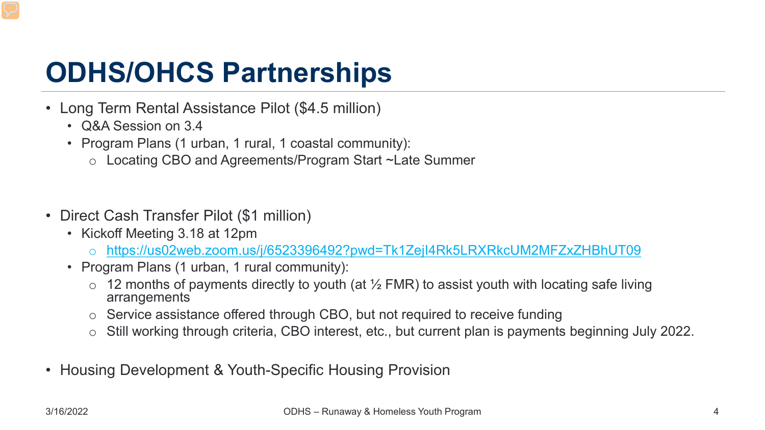# ODHS/OHCS Partnerships

- Long Term Rental Assistance Pilot ($4.5 million)
  - Q&A Session on 3.4
  - Program Plans (1 urban, 1 rural, 1 coastal community):
    - Locating CBO and Agreements/Program Start ~Late Summer

- Direct Cash Transfer Pilot ($1 million)
  - Kickoff Meeting 3.18 at 12pm
    - https://us02web.zoom.us/j/6523396492?pwd=Tk1ZejI4Rk5LRXRkcUM2MFZxZHBhUT09
  - Program Plans (1 urban, 1 rural community):
    - 12 months of payments directly to youth (at ½ FMR) to assist youth with locating safe living arrangements
    - Service assistance offered through CBO, but not required to receive funding
    - Still working through criteria, CBO interest, etc., but current plan is payments beginning July 2022.

- Housing Development & Youth-Specific Housing Provision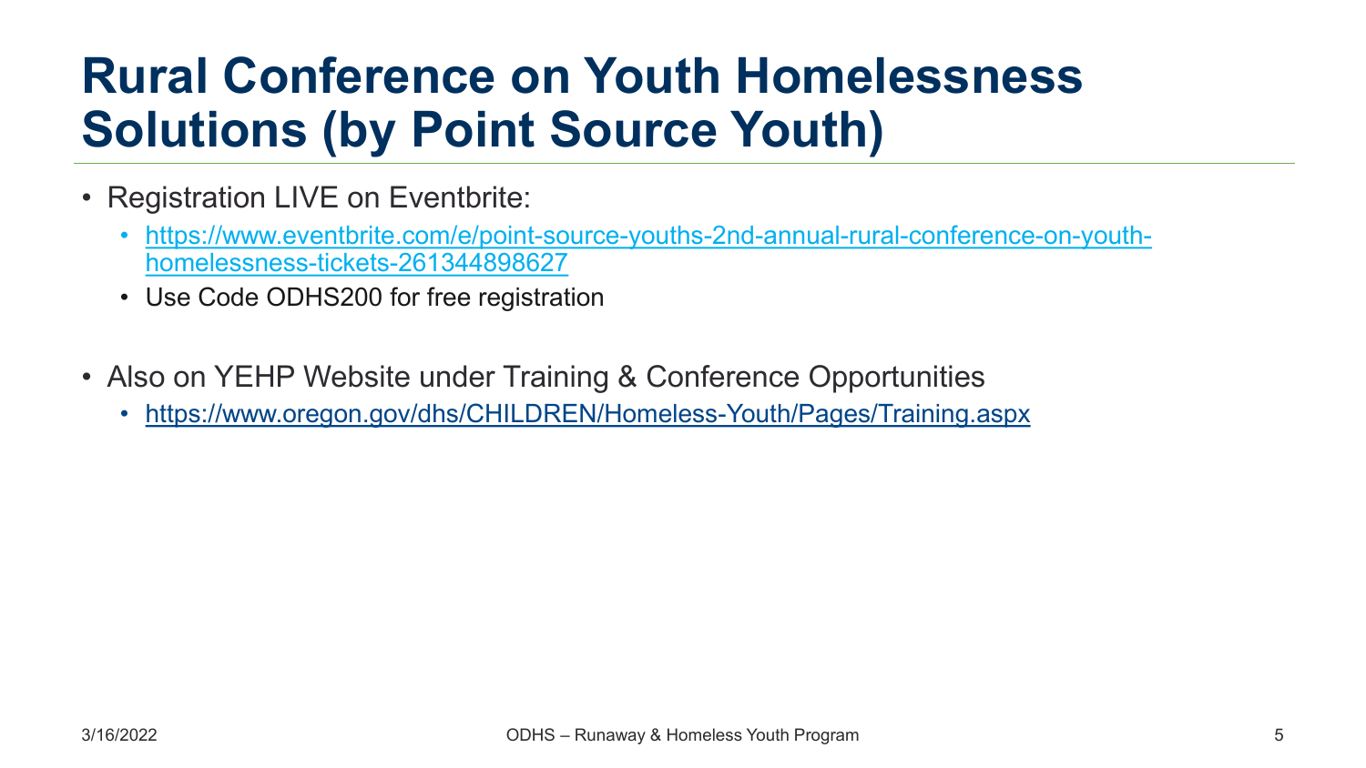# Rural Conference on Youth Homelessness Solutions (by Point Source Youth)

- Registration LIVE on Eventbrite:
  - https://www.eventbrite.com/e/point-source-youths-2nd-annual-rural-conference-on-youth-homelessness-tickets-261344898627
  - Use Code ODHS200 for free registration

- Also on YEHP Website under Training & Conference Opportunities
  - https://www.oregon.gov/dhs/CHILDREN/Homeless-Youth/Pages/Training.aspx